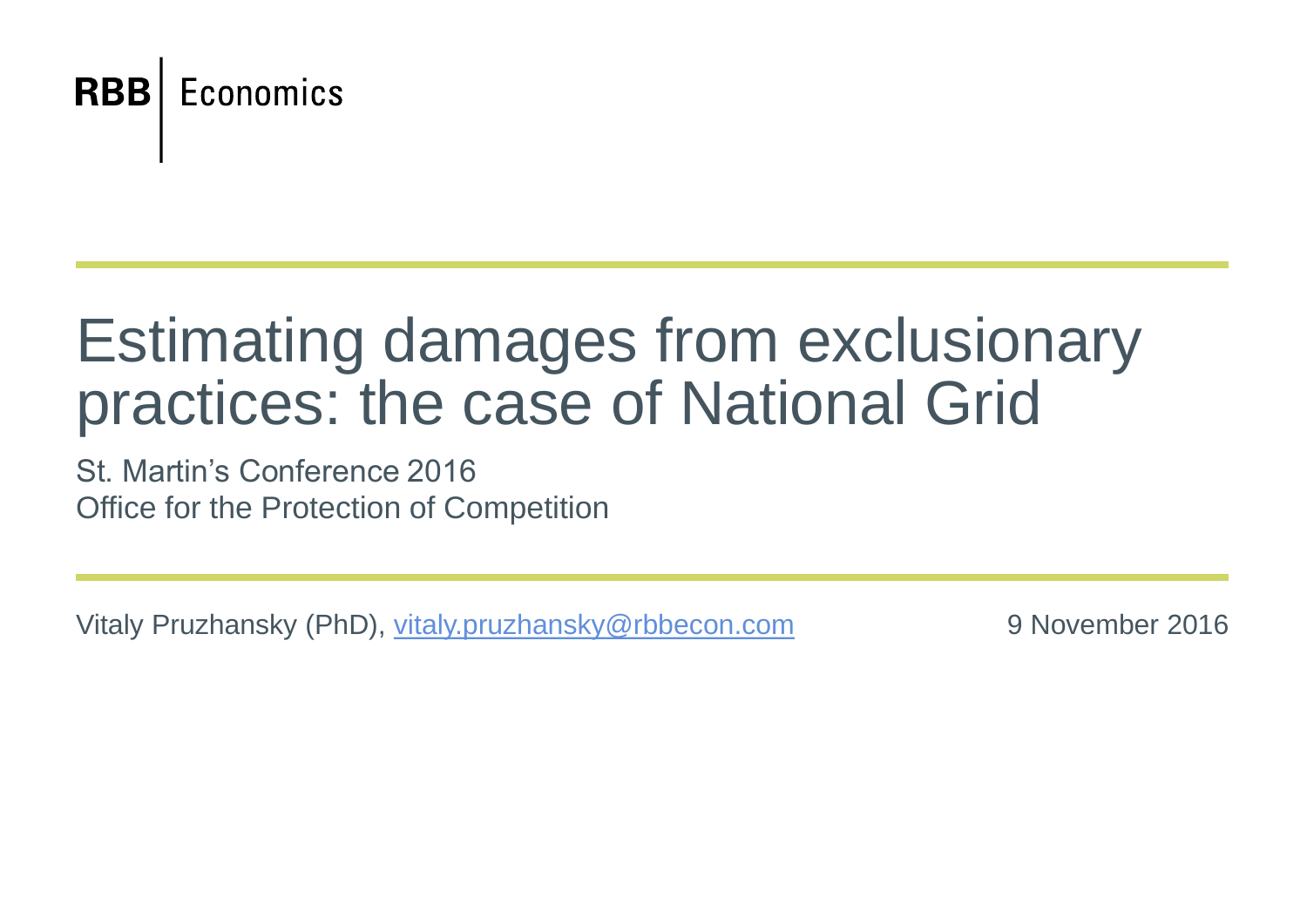RBB | Economics

# Estimating damages from exclusionary practices: the case of National Grid

St. Martin's Conference 2016
Office for the Protection of Competition

Vitaly Pruzhansky (PhD), vitaly.pruzhansky@rbbecon.com

9 November 2016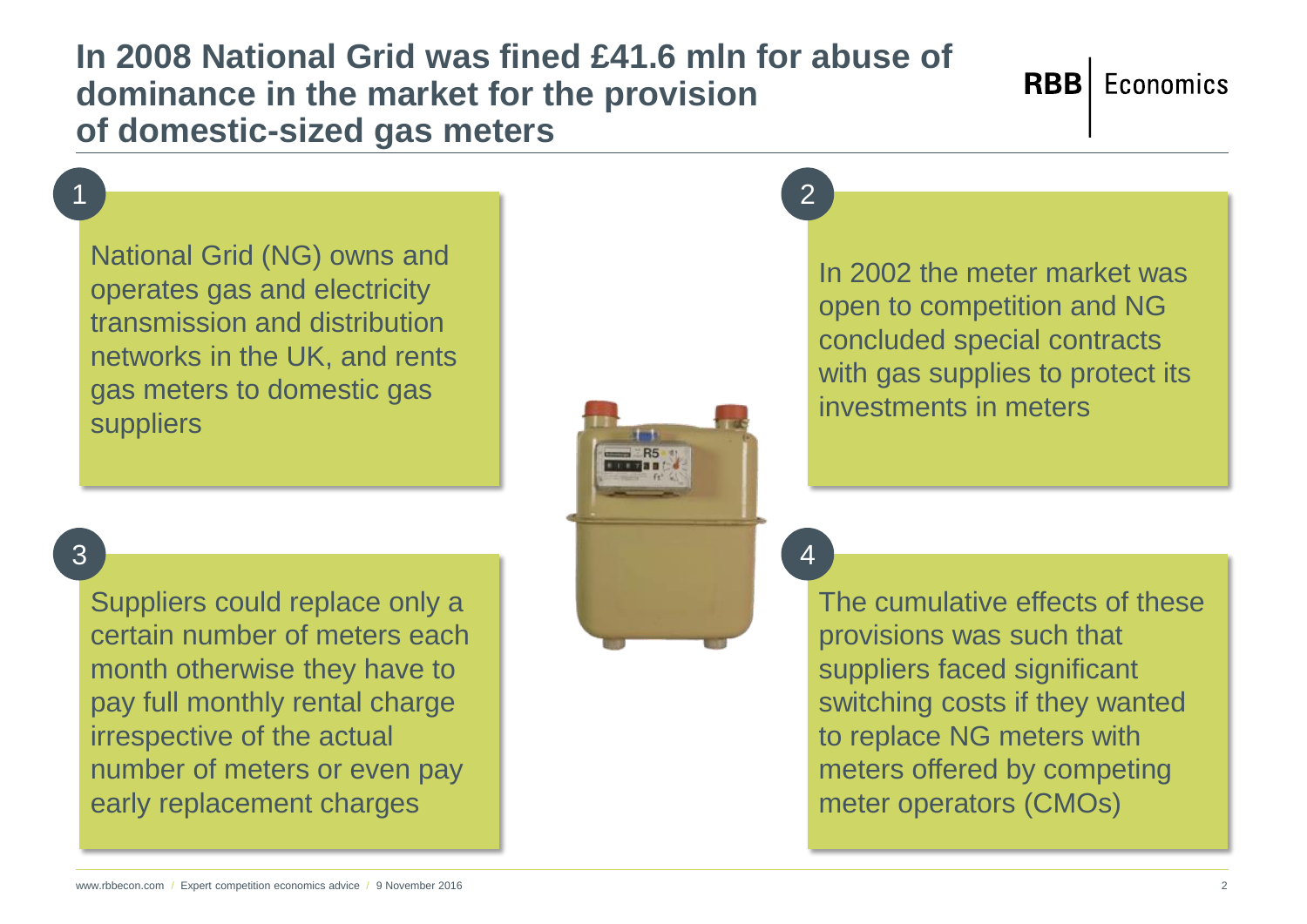# In 2008 National Grid was fined £41.6 mln for abuse of dominance in the market for the provision of domestic-sized gas meters

1. National Grid (NG) owns and operates gas and electricity transmission and distribution networks in the UK, and rents gas meters to domestic gas suppliers

2. In 2002 the meter market was open to competition and NG concluded special contracts with gas supplies to protect its investments in meters

3. Suppliers could replace only a certain number of meters each month otherwise they have to pay full monthly rental charge irrespective of the actual number of meters or even pay early replacement charges

4. The cumulative effects of these provisions was such that suppliers faced significant switching costs if they wanted to replace NG meters with meters offered by competing meter operators (CMOs)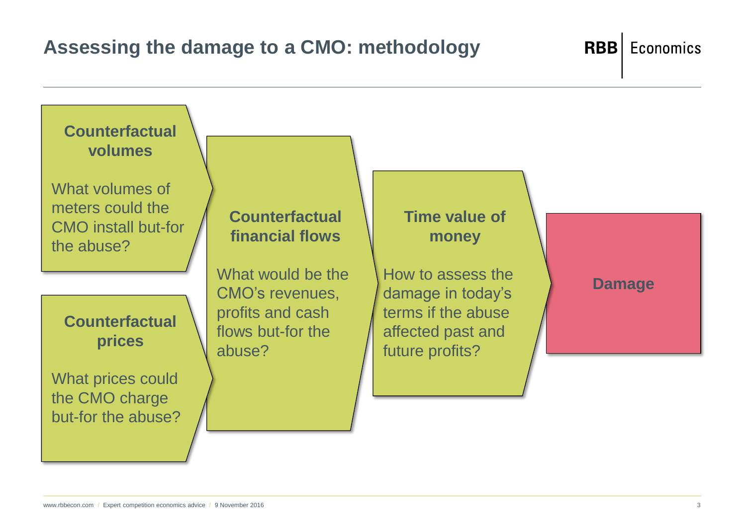# Assessing the damage to a CMO: methodology

**Counterfactual volumes**

What volumes of meters could the CMO install but-for the abuse?

**Counterfactual prices**

What prices could the CMO charge but-for the abuse?

**Counterfactual financial flows**

What would be the CMO's revenues, profits and cash flows but-for the abuse?

**Time value of money**

How to assess the damage in today's terms if the abuse affected past and future profits?

**Damage**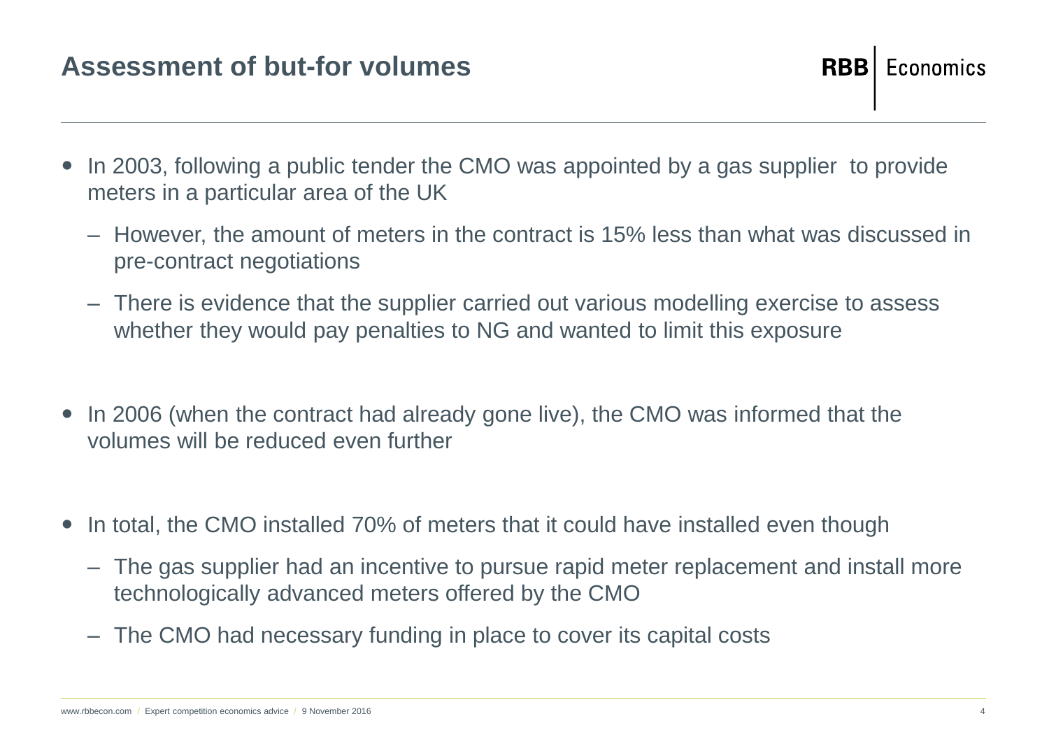## Assessment of but-for volumes

- In 2003, following a public tender the CMO was appointed by a gas supplier to provide meters in a particular area of the UK
  - However, the amount of meters in the contract is 15% less than what was discussed in pre-contract negotiations
  - There is evidence that the supplier carried out various modelling exercise to assess whether they would pay penalties to NG and wanted to limit this exposure
- In 2006 (when the contract had already gone live), the CMO was informed that the volumes will be reduced even further
- In total, the CMO installed 70% of meters that it could have installed even though
  - The gas supplier had an incentive to pursue rapid meter replacement and install more technologically advanced meters offered by the CMO
  - The CMO had necessary funding in place to cover its capital costs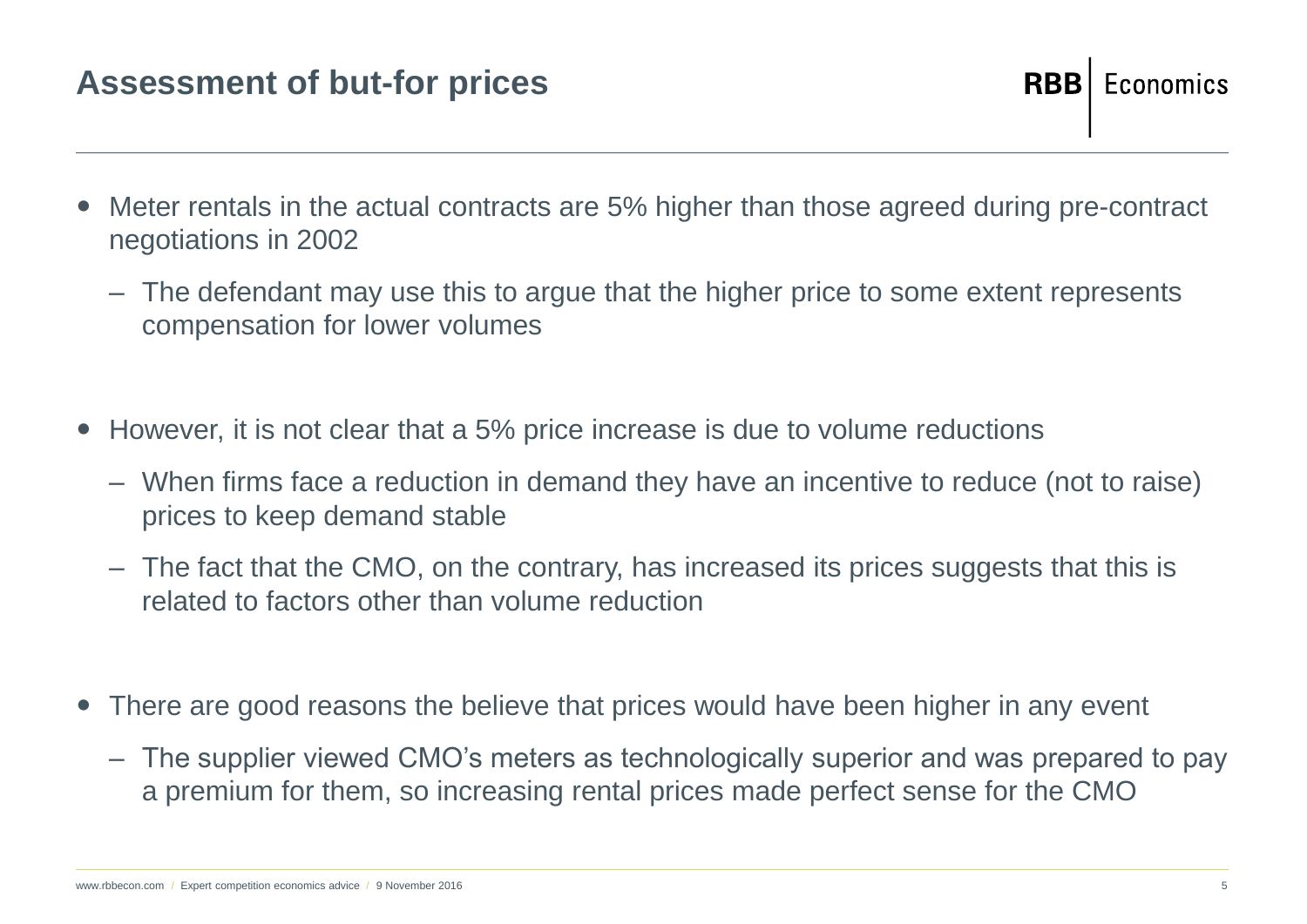# Assessment of but-for prices

- Meter rentals in the actual contracts are 5% higher than those agreed during pre-contract negotiations in 2002
  - The defendant may use this to argue that the higher price to some extent represents compensation for lower volumes

- However, it is not clear that a 5% price increase is due to volume reductions
  - When firms face a reduction in demand they have an incentive to reduce (not to raise) prices to keep demand stable
  - The fact that the CMO, on the contrary, has increased its prices suggests that this is related to factors other than volume reduction

- There are good reasons the believe that prices would have been higher in any event
  - The supplier viewed CMO's meters as technologically superior and was prepared to pay a premium for them, so increasing rental prices made perfect sense for the CMO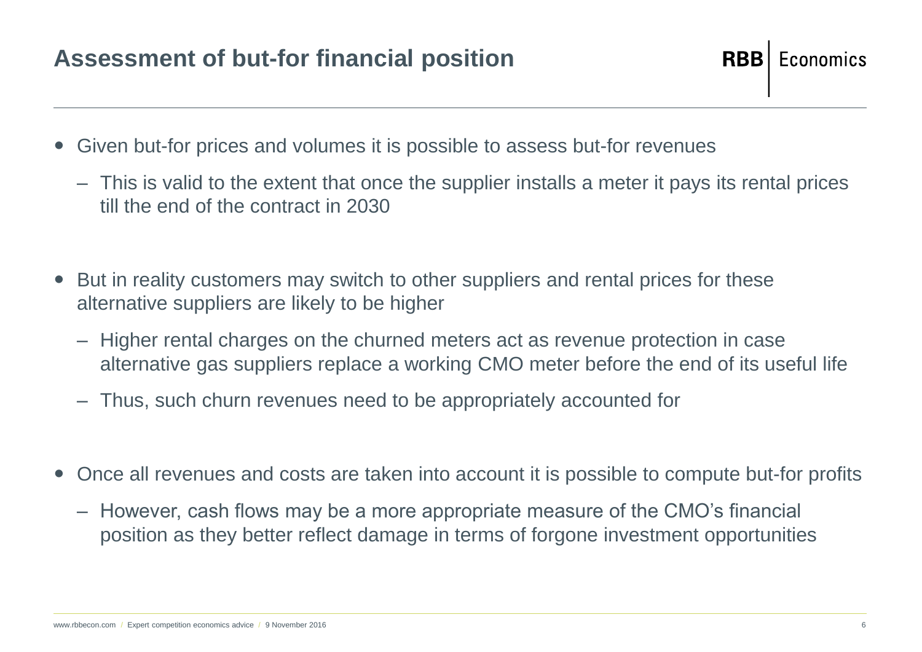## Assessment of but-for financial position

- Given but-for prices and volumes it is possible to assess but-for revenues
  - This is valid to the extent that once the supplier installs a meter it pays its rental prices till the end of the contract in 2030

- But in reality customers may switch to other suppliers and rental prices for these alternative suppliers are likely to be higher
  - Higher rental charges on the churned meters act as revenue protection in case alternative gas suppliers replace a working CMO meter before the end of its useful life
  - Thus, such churn revenues need to be appropriately accounted for

- Once all revenues and costs are taken into account it is possible to compute but-for profits
  - However, cash flows may be a more appropriate measure of the CMO's financial position as they better reflect damage in terms of forgone investment opportunities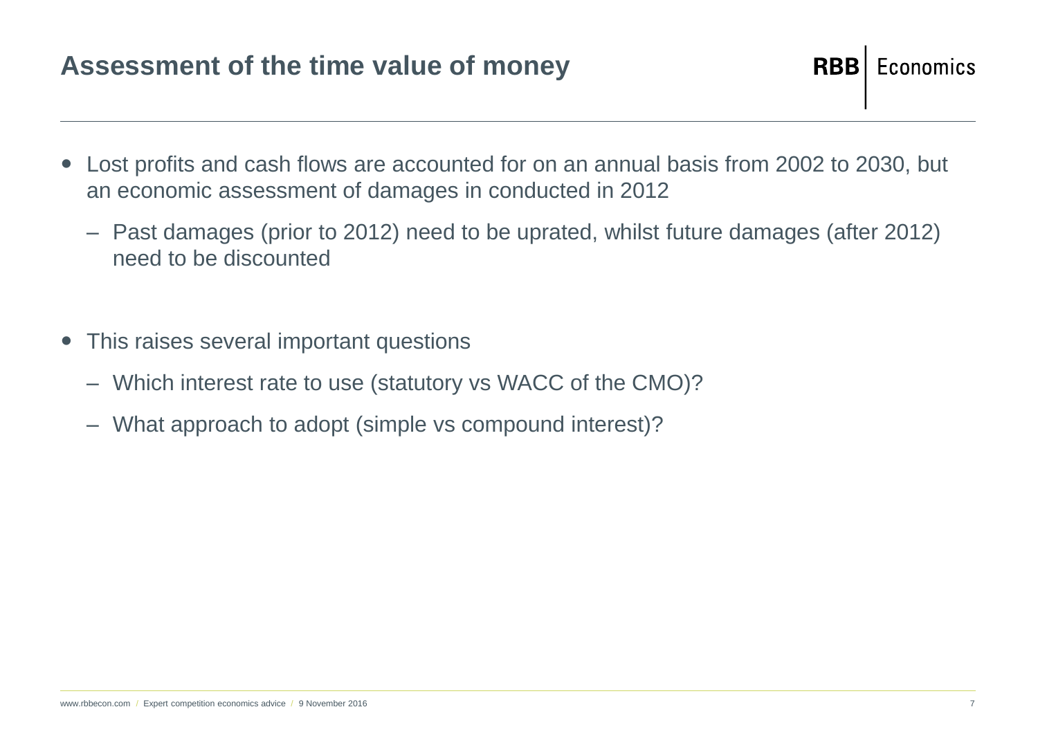# Assessment of the time value of money

- Lost profits and cash flows are accounted for on an annual basis from 2002 to 2030, but an economic assessment of damages in conducted in 2012
  - Past damages (prior to 2012) need to be uprated, whilst future damages (after 2012) need to be discounted

- This raises several important questions
  - Which interest rate to use (statutory vs WACC of the CMO)?
  - What approach to adopt (simple vs compound interest)?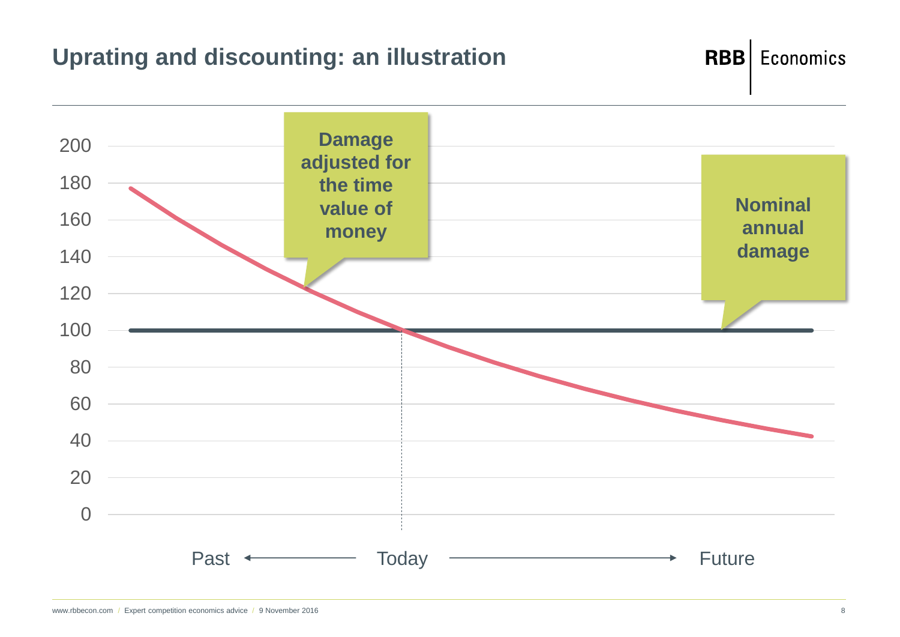# Uprating and discounting: an illustration

Damage adjusted for the time value of money

Nominal annual damage

200
180
160
140
120
100
80
60
40
20
0

Past ← Today → Future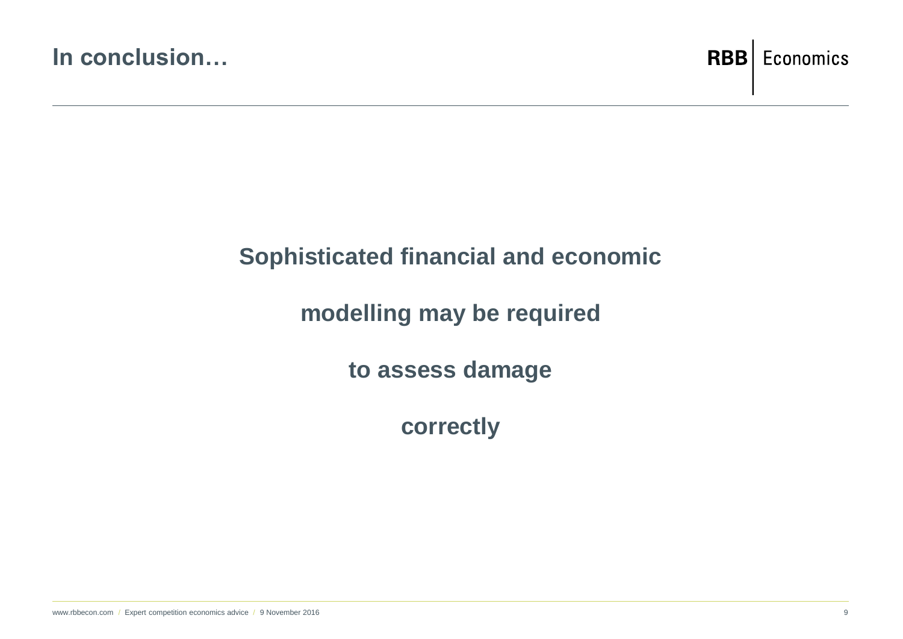# In conclusion…

**Sophisticated financial and economic**

**modelling may be required**

**to assess damage**

**correctly**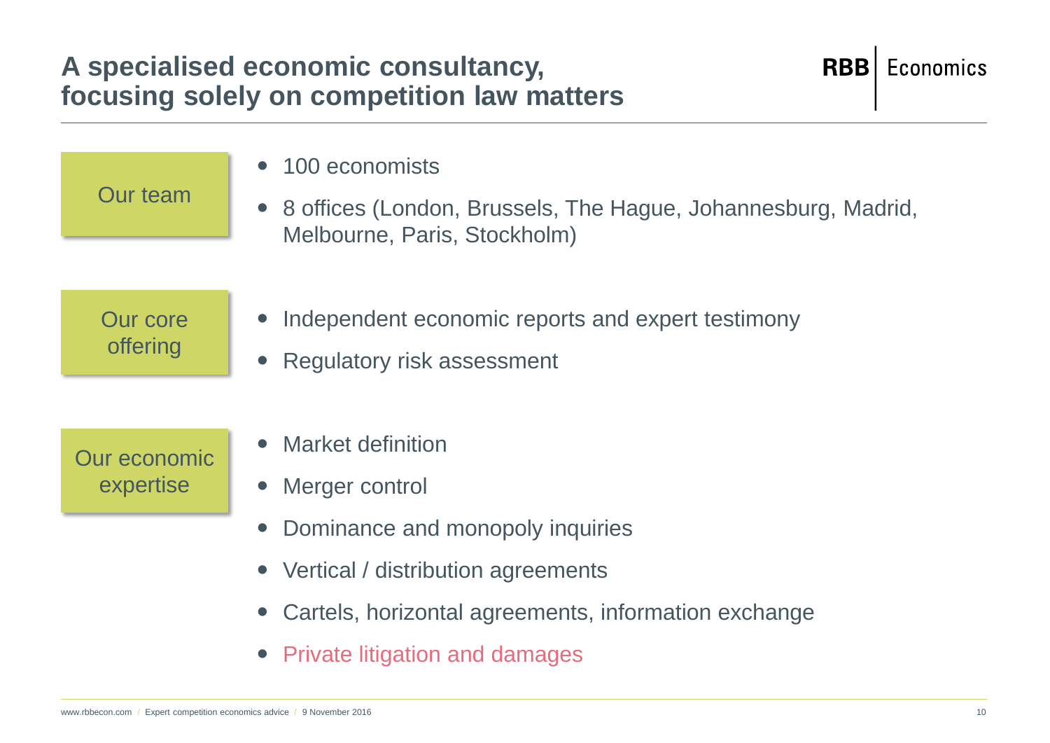# A specialised economic consultancy, focusing solely on competition law matters

RBB | Economics

**Our team**

- 100 economists
- 8 offices (London, Brussels, The Hague, Johannesburg, Madrid, Melbourne, Paris, Stockholm)

**Our core offering**

- Independent economic reports and expert testimony
- Regulatory risk assessment

**Our economic expertise**

- Market definition
- Merger control
- Dominance and monopoly inquiries
- Vertical / distribution agreements
- Cartels, horizontal agreements, information exchange
- Private litigation and damages